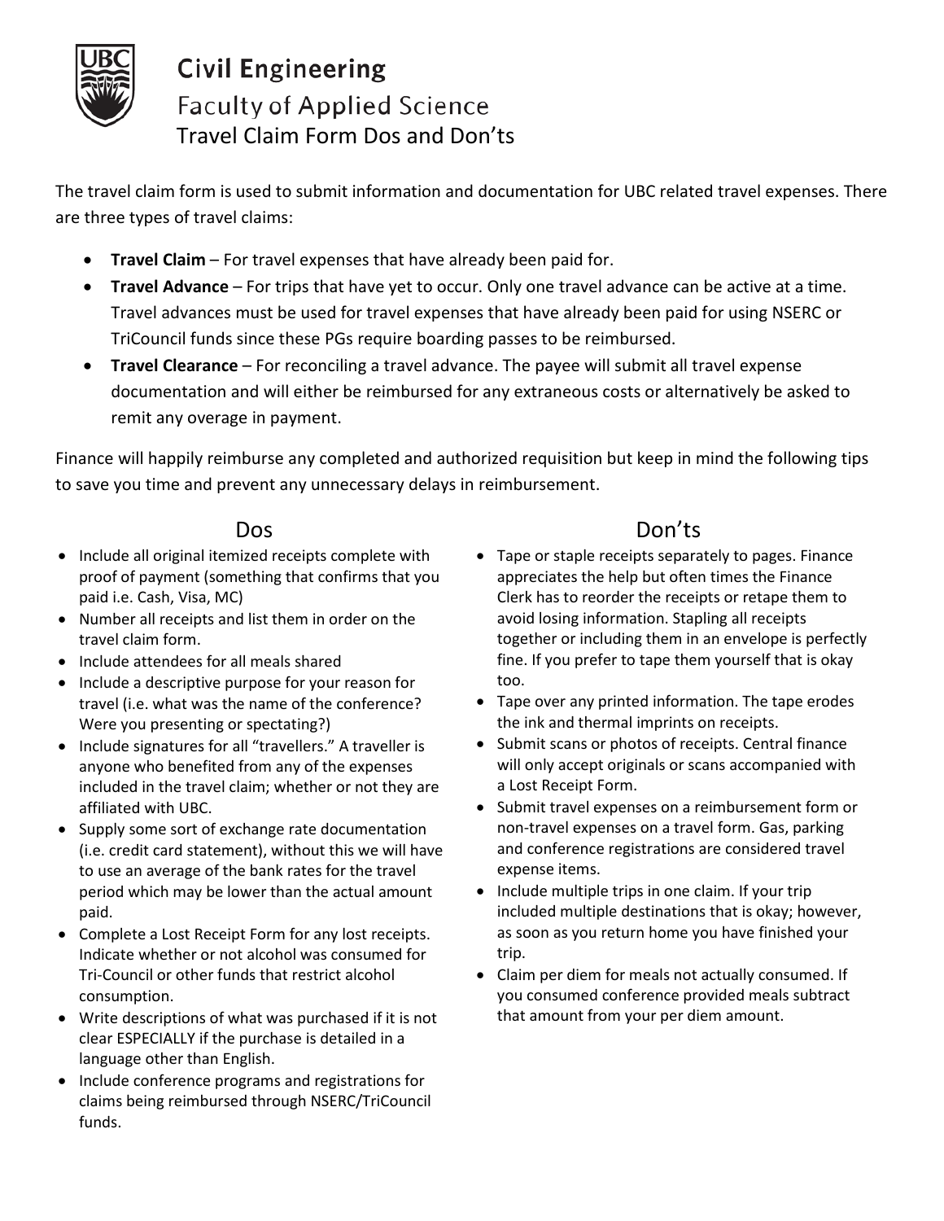# Civil Engineering

## Faculty of Applied Science

## Travel Claim Form Dos and Don'ts

The travel claim form is used to submit information and documentation for UBC related travel expenses. There are three types of travel claims:

- **Travel Claim** – For travel expenses that have already been paid for.
- **Travel Advance** – For trips that have yet to occur. Only one travel advance can be active at a time. Travel advances must be used for travel expenses that have already been paid for using NSERC or TriCouncil funds since these PGs require boarding passes to be reimbursed.
- **Travel Clearance** – For reconciling a travel advance. The payee will submit all travel expense documentation and will either be reimbursed for any extraneous costs or alternatively be asked to remit any overage in payment.

Finance will happily reimburse any completed and authorized requisition but keep in mind the following tips to save you time and prevent any unnecessary delays in reimbursement.

### Dos

- Include all original itemized receipts complete with proof of payment (something that confirms that you paid i.e. Cash, Visa, MC)
- Number all receipts and list them in order on the travel claim form.
- Include attendees for all meals shared
- Include a descriptive purpose for your reason for travel (i.e. what was the name of the conference? Were you presenting or spectating?)
- Include signatures for all "travellers." A traveller is anyone who benefited from any of the expenses included in the travel claim; whether or not they are affiliated with UBC.
- Supply some sort of exchange rate documentation (i.e. credit card statement), without this we will have to use an average of the bank rates for the travel period which may be lower than the actual amount paid.
- Complete a Lost Receipt Form for any lost receipts. Indicate whether or not alcohol was consumed for Tri-Council or other funds that restrict alcohol consumption.
- Write descriptions of what was purchased if it is not clear ESPECIALLY if the purchase is detailed in a language other than English.
- Include conference programs and registrations for claims being reimbursed through NSERC/TriCouncil funds.

### Don'ts

- Tape or staple receipts separately to pages. Finance appreciates the help but often times the Finance Clerk has to reorder the receipts or retape them to avoid losing information. Stapling all receipts together or including them in an envelope is perfectly fine. If you prefer to tape them yourself that is okay too.
- Tape over any printed information. The tape erodes the ink and thermal imprints on receipts.
- Submit scans or photos of receipts. Central finance will only accept originals or scans accompanied with a Lost Receipt Form.
- Submit travel expenses on a reimbursement form or non-travel expenses on a travel form. Gas, parking and conference registrations are considered travel expense items.
- Include multiple trips in one claim. If your trip included multiple destinations that is okay; however, as soon as you return home you have finished your trip.
- Claim per diem for meals not actually consumed. If you consumed conference provided meals subtract that amount from your per diem amount.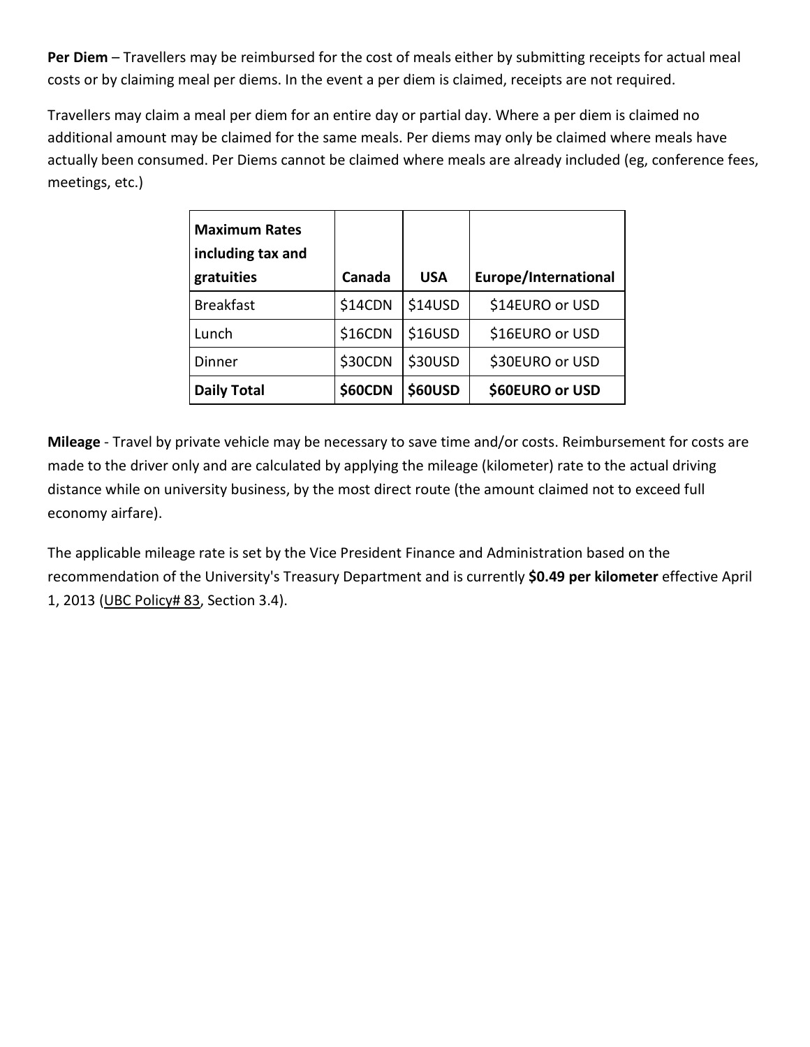**Per Diem** – Travellers may be reimbursed for the cost of meals either by submitting receipts for actual meal costs or by claiming meal per diems. In the event a per diem is claimed, receipts are not required.

Travellers may claim a meal per diem for an entire day or partial day. Where a per diem is claimed no additional amount may be claimed for the same meals. Per diems may only be claimed where meals have actually been consumed. Per Diems cannot be claimed where meals are already included (eg, conference fees, meetings, etc.)

| **Maximum Rates including tax and gratuities** | **Canada** | **USA** | **Europe/International** |
|---|---|---|---|
| Breakfast | $14CDN | $14USD | $14EURO or USD |
| Lunch | $16CDN | $16USD | $16EURO or USD |
| Dinner | $30CDN | $30USD | $30EURO or USD |
| **Daily Total** | **$60CDN** | **$60USD** | **$60EURO or USD** |

**Mileage** - Travel by private vehicle may be necessary to save time and/or costs. Reimbursement for costs are made to the driver only and are calculated by applying the mileage (kilometer) rate to the actual driving distance while on university business, by the most direct route (the amount claimed not to exceed full economy airfare).

The applicable mileage rate is set by the Vice President Finance and Administration based on the recommendation of the University's Treasury Department and is currently **$0.49 per kilometer** effective April 1, 2013 (UBC Policy# 83, Section 3.4).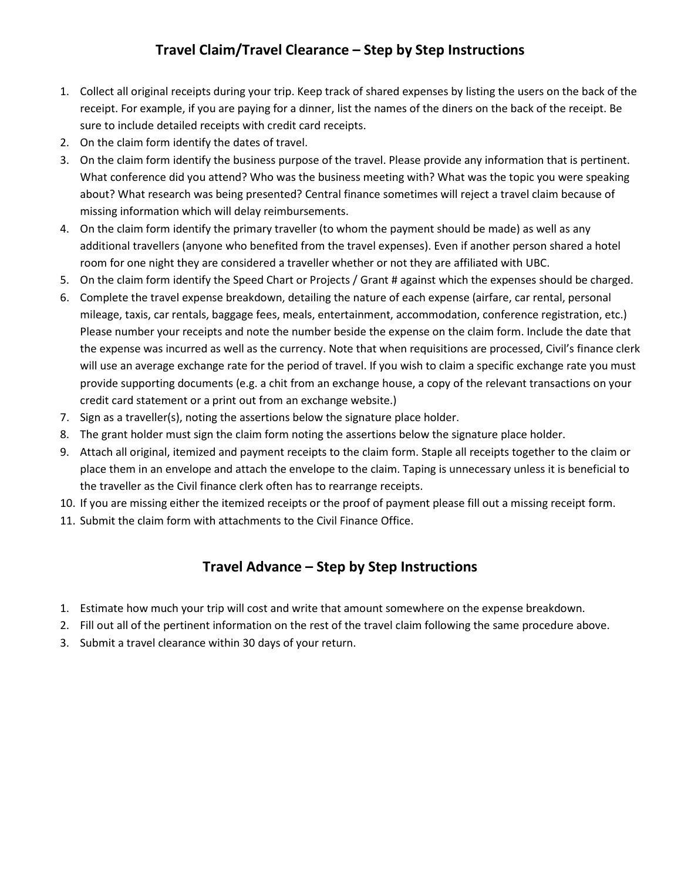## Travel Claim/Travel Clearance – Step by Step Instructions

1. Collect all original receipts during your trip. Keep track of shared expenses by listing the users on the back of the receipt. For example, if you are paying for a dinner, list the names of the diners on the back of the receipt. Be sure to include detailed receipts with credit card receipts.
2. On the claim form identify the dates of travel.
3. On the claim form identify the business purpose of the travel. Please provide any information that is pertinent. What conference did you attend? Who was the business meeting with? What was the topic you were speaking about? What research was being presented? Central finance sometimes will reject a travel claim because of missing information which will delay reimbursements.
4. On the claim form identify the primary traveller (to whom the payment should be made) as well as any additional travellers (anyone who benefited from the travel expenses). Even if another person shared a hotel room for one night they are considered a traveller whether or not they are affiliated with UBC.
5. On the claim form identify the Speed Chart or Projects / Grant # against which the expenses should be charged.
6. Complete the travel expense breakdown, detailing the nature of each expense (airfare, car rental, personal mileage, taxis, car rentals, baggage fees, meals, entertainment, accommodation, conference registration, etc.) Please number your receipts and note the number beside the expense on the claim form. Include the date that the expense was incurred as well as the currency. Note that when requisitions are processed, Civil's finance clerk will use an average exchange rate for the period of travel. If you wish to claim a specific exchange rate you must provide supporting documents (e.g. a chit from an exchange house, a copy of the relevant transactions on your credit card statement or a print out from an exchange website.)
7. Sign as a traveller(s), noting the assertions below the signature place holder.
8. The grant holder must sign the claim form noting the assertions below the signature place holder.
9. Attach all original, itemized and payment receipts to the claim form. Staple all receipts together to the claim or place them in an envelope and attach the envelope to the claim. Taping is unnecessary unless it is beneficial to the traveller as the Civil finance clerk often has to rearrange receipts.
10. If you are missing either the itemized receipts or the proof of payment please fill out a missing receipt form.
11. Submit the claim form with attachments to the Civil Finance Office.

## Travel Advance – Step by Step Instructions

1. Estimate how much your trip will cost and write that amount somewhere on the expense breakdown.
2. Fill out all of the pertinent information on the rest of the travel claim following the same procedure above.
3. Submit a travel clearance within 30 days of your return.